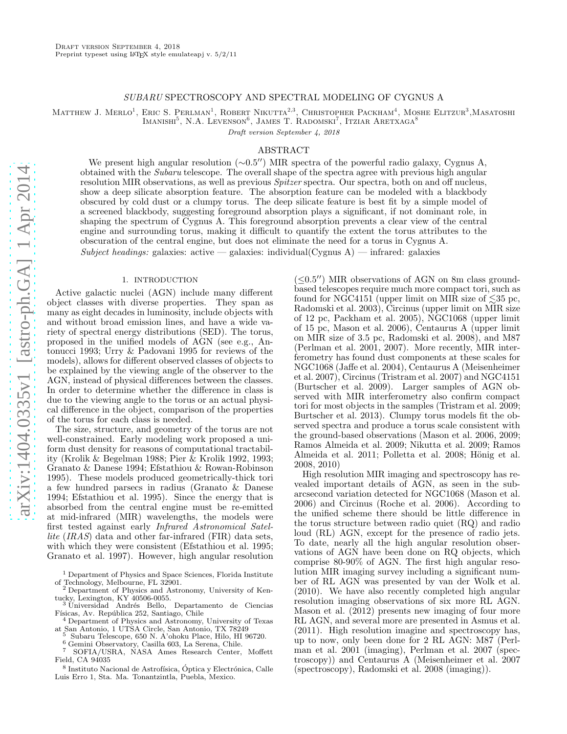# *SUBARU* SPECTROSCOPY AND SPECTRAL MODELING OF CYGNUS A

Matthew J. Merlo[1], Eric S. Perlman[1], Robert Nikutta[2,3], Christopher Packham[4], Moshe Elitzur[3], Masatoshi Imanishi[5], N.A. Levenson[6], James T. Radomski[7], Itziar Aretxaga[8]

*Draft version September 4, 2018*

## ABSTRACT

We present high angular resolution (∼0.5″) MIR spectra of the powerful radio galaxy, Cygnus A, obtained with the *Subaru* telescope. The overall shape of the spectra agree with previous high angular resolution MIR observations, as well as previous *Spitzer* spectra. Our spectra, both on and off nucleus, show a deep silicate absorption feature. The absorption feature can be modeled with a blackbody obscured by cold dust or a clumpy torus. The deep silicate feature is best fit by a simple model of a screened blackbody, suggesting foreground absorption plays a significant, if not dominant role, in shaping the spectrum of Cygnus A. This foreground absorption prevents a clear view of the central engine and surrounding torus, making it difficult to quantify the extent the torus attributes to the obscuration of the central engine, but does not eliminate the need for a torus in Cygnus A.

*Subject headings:* galaxies: active — galaxies: individual(Cygnus A) — infrared: galaxies

## 1. INTRODUCTION

Active galactic nuclei (AGN) include many different object classes with diverse properties. They span as many as eight decades in luminosity, include objects with and without broad emission lines, and have a wide variety of spectral energy distributions (SED). The torus, proposed in the unified models of AGN (see e.g., Antonucci 1993; Urry & Padovani 1995 for reviews of the models), allows for different observed classes of objects to be explained by the viewing angle of the observer to the AGN, instead of physical differences between the classes. In order to determine whether the difference in class is due to the viewing angle to the torus or an actual physical difference in the object, comparison of the properties of the torus for each class is needed.

The size, structure, and geometry of the torus are not well-constrained. Early modeling work proposed a uniform dust density for reasons of computational tractability (Krolik & Begelman 1988; Pier & Krolik 1992, 1993; Granato & Danese 1994; Efstathiou & Rowan-Robinson 1995). These models produced geometrically-thick tori a few hundred parsecs in radius (Granato & Danese 1994; Efstathiou et al. 1995). Since the energy that is absorbed from the central engine must be re-emitted at mid-infrared (MIR) wavelengths, the models were first tested against early *Infrared Astronomical Satellite* (*IRAS*) data and other far-infrared (FIR) data sets, with which they were consistent (Efstathiou et al. 1995; Granato et al. 1997). However, high angular resolution (≤0.5″) MIR observations of AGN on 8m class ground-based telescopes require much more compact tori, such as found for NGC4151 (upper limit on MIR size of ≲35 pc, Radomski et al. 2003), Circinus (upper limit on MIR size of 12 pc, Packham et al. 2005), NGC1068 (upper limit of 15 pc, Mason et al. 2006), Centaurus A (upper limit on MIR size of 3.5 pc, Radomski et al. 2008), and M87 (Perlman et al. 2001, 2007). More recently, MIR interferometry has found dust components at these scales for NGC1068 (Jaffe et al. 2004), Centaurus A (Meisenheimer et al. 2007), Circinus (Tristram et al. 2007) and NGC4151 (Burtscher et al. 2009). Larger samples of AGN observed with MIR interferometry also confirm compact tori for most objects in the samples (Tristram et al. 2009; Burtscher et al. 2013). Clumpy torus models fit the observed spectra and produce a torus scale consistent with the ground-based observations (Mason et al. 2006, 2009; Ramos Almeida et al. 2009; Nikutta et al. 2009; Ramos Almeida et al. 2011; Polletta et al. 2008; Hönig et al. 2008, 2010)

High resolution MIR imaging and spectroscopy has revealed important details of AGN, as seen in the sub-arcsecond variation detected for NGC1068 (Mason et al. 2006) and Circinus (Roche et al. 2006). According to the unified scheme there should be little difference in the torus structure between radio quiet (RQ) and radio loud (RL) AGN, except for the presence of radio jets. To date, nearly all the high angular resolution observations of AGN have been done on RQ objects, which comprise 80-90% of AGN. The first high angular resolution MIR imaging survey including a significant number of RL AGN was presented by van der Wolk et al. (2010). We have also recently completed high angular resolution imaging observations of six more RL AGN. Mason et al. (2012) presents new imaging of four more RL AGN, and several more are presented in Asmus et al. (2011). High resolution imagine and spectroscopy has, up to now, only been done for 2 RL AGN: M87 (Perlman et al. 2001 (imaging), Perlman et al. 2007 (spectroscopy)) and Centaurus A (Meisenheimer et al. 2007 (spectroscopy), Radomski et al. 2008 (imaging)).

[1] Department of Physics and Space Sciences, Florida Institute of Technology, Melbourne, FL 32901.
[2] Department of Physics and Astronomy, University of Kentucky, Lexington, KY 40506-0055.
[3] Universidad Andrés Bello, Departamento de Ciencias Físicas, Av. República 252, Santiago, Chile
[4] Department of Physics and Astronomy, University of Texas at San Antonio, 1 UTSA Circle, San Antonio, TX 78249
[5] Subaru Telescope, 650 N. A'ohoku Place, Hilo, HI 96720.
[6] Gemini Observatory, Casilla 603, La Serena, Chile.
[7] SOFIA/USRA, NASA Ames Research Center, Moffett Field, CA 94035
[8] Instituto Nacional de Astrofísica, Óptica y Electrónica, Calle Luis Erro 1, Sta. Ma. Tonantzintla, Puebla, Mexico.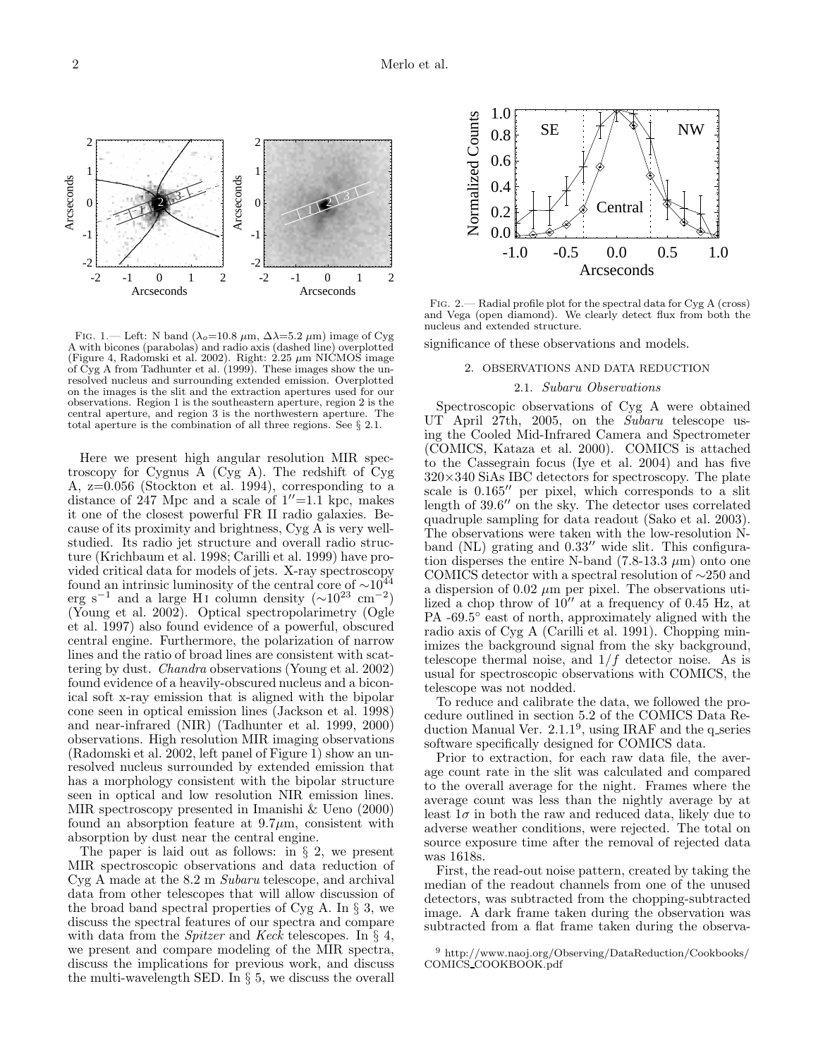FIG. 1.— Left: N band ($\lambda_o$=10.8 $\mu$m, $\Delta\lambda$=5.2 $\mu$m) image of Cyg A with bicones (parabolas) and radio axis (dashed line) overplotted (Figure 4, Radomski et al. 2002). Right: 2.25 $\mu$m NICMOS image of Cyg A from Tadhunter et al. (1999). These images show the unresolved nucleus and surrounding extended emission. Overplotted on the images is the slit and the extraction apertures used for our observations. Region 1 is the southeastern aperture, region 2 is the central aperture, and region 3 is the northwestern aperture. The total aperture is the combination of all three regions. See § 2.1.

Here we present high angular resolution MIR spectroscopy for Cygnus A (Cyg A). The redshift of Cyg A, z=0.056 (Stockton et al. 1994), corresponding to a distance of 247 Mpc and a scale of 1″=1.1 kpc, makes it one of the closest powerful FR II radio galaxies. Because of its proximity and brightness, Cyg A is very well-studied. Its radio jet structure and overall radio structure (Krichbaum et al. 1998; Carilli et al. 1999) have provided critical data for models of jets. X-ray spectroscopy found an intrinsic luminosity of the central core of $\sim10^{44}$ erg s$^{-1}$ and a large H I column density ($\sim10^{23}$ cm$^{-2}$) (Young et al. 2002). Optical spectropolarimetry (Ogle et al. 1997) also found evidence of a powerful, obscured central engine. Furthermore, the polarization of narrow lines and the ratio of broad lines are consistent with scattering by dust. *Chandra* observations (Young et al. 2002) found evidence of a heavily-obscured nucleus and a biconical soft x-ray emission that is aligned with the bipolar cone seen in optical emission lines (Jackson et al. 1998) and near-infrared (NIR) (Tadhunter et al. 1999, 2000) observations. High resolution MIR imaging observations (Radomski et al. 2002, left panel of Figure 1) show an unresolved nucleus surrounded by extended emission that has a morphology consistent with the bipolar structure seen in optical and low resolution NIR emission lines. MIR spectroscopy presented in Imanishi & Ueno (2000) found an absorption feature at 9.7$\mu$m, consistent with absorption by dust near the central engine.

The paper is laid out as follows: in § 2, we present MIR spectroscopic observations and data reduction of Cyg A made at the 8.2 m *Subaru* telescope, and archival data from other telescopes that will allow discussion of the broad band spectral properties of Cyg A. In § 3, we discuss the spectral features of our spectra and compare with data from the *Spitzer* and *Keck* telescopes. In § 4, we present and compare modeling of the MIR spectra, discuss the implications for previous work, and discuss the multi-wavelength SED. In § 5, we discuss the overall significance of these observations and models.

FIG. 2.— Radial profile plot for the spectral data for Cyg A (cross) and Vega (open diamond). We clearly detect flux from both the nucleus and extended structure.

## 2. OBSERVATIONS AND DATA REDUCTION

### 2.1. *Subaru Observations*

Spectroscopic observations of Cyg A were obtained UT April 27th, 2005, on the *Subaru* telescope using the Cooled Mid-Infrared Camera and Spectrometer (COMICS, Kataza et al. 2000). COMICS is attached to the Cassegrain focus (Iye et al. 2004) and has five 320×340 SiAs IBC detectors for spectroscopy. The plate scale is 0.165″ per pixel, which corresponds to a slit length of 39.6″ on the sky. The detector uses correlated quadruple sampling for data readout (Sako et al. 2003). The observations were taken with the low-resolution N-band (NL) grating and 0.33″ wide slit. This configuration disperses the entire N-band (7.8-13.3 $\mu$m) onto one COMICS detector with a spectral resolution of ∼250 and a dispersion of 0.02 $\mu$m per pixel. The observations utilized a chop throw of 10″ at a frequency of 0.45 Hz, at PA -69.5° east of north, approximately aligned with the radio axis of Cyg A (Carilli et al. 1991). Chopping minimizes the background signal from the sky background, telescope thermal noise, and $1/f$ detector noise. As is usual for spectroscopic observations with COMICS, the telescope was not nodded.

To reduce and calibrate the data, we followed the procedure outlined in section 5.2 of the COMICS Data Reduction Manual Ver. 2.1.1[9], using IRAF and the q_series software specifically designed for COMICS data.

Prior to extraction, for each raw data file, the average count rate in the slit was calculated and compared to the overall average for the night. Frames where the average count was less than the nightly average by at least 1$\sigma$ in both the raw and reduced data, likely due to adverse weather conditions, were rejected. The total on source exposure time after the removal of rejected data was 1618s.

First, the read-out noise pattern, created by taking the median of the readout channels from one of the unused detectors, was subtracted from the chopping-subtracted image. A dark frame taken during the observation was subtracted from a flat frame taken during the observa-

[9] http://www.naoj.org/Observing/DataReduction/Cookbooks/COMICS_COOKBOOK.pdf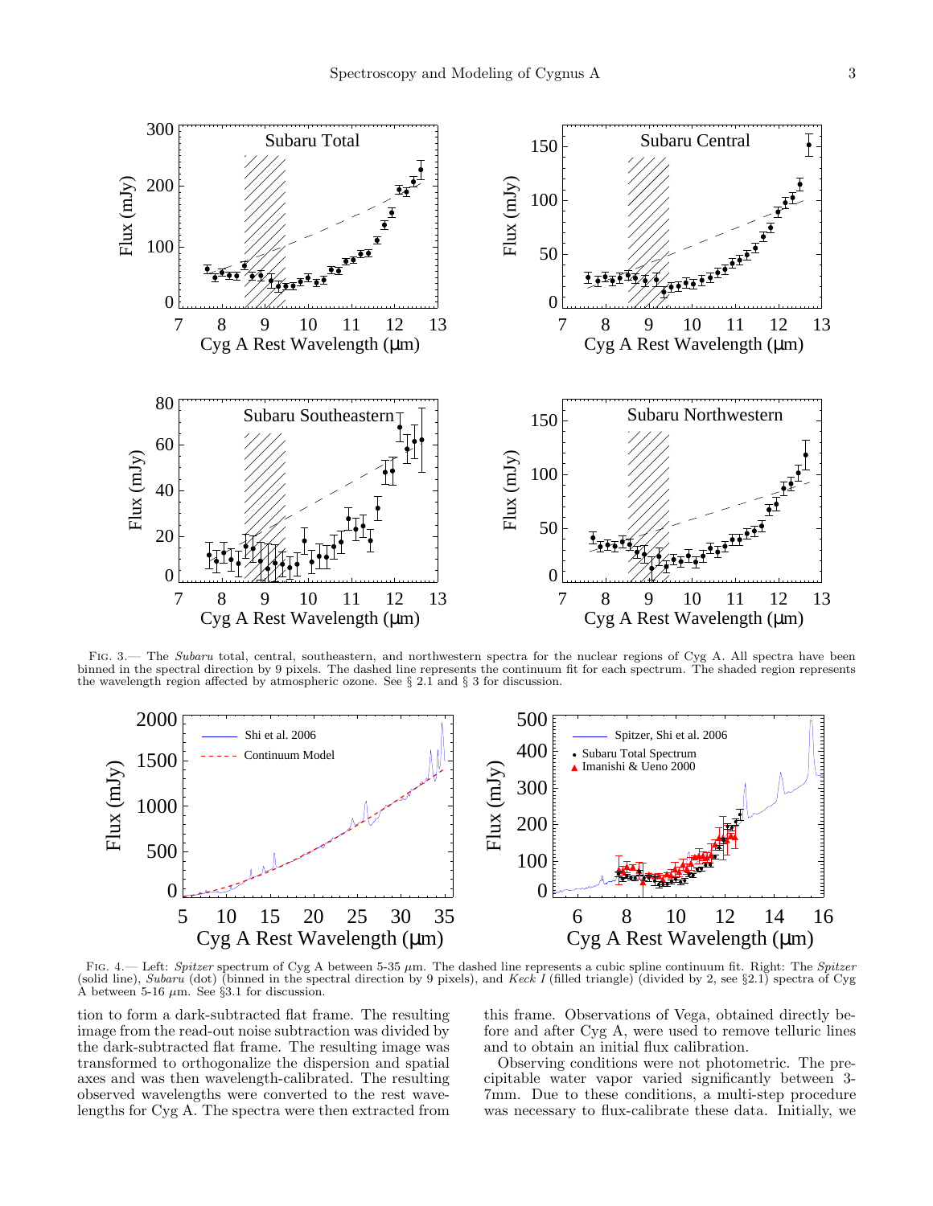Fig. 3.— The *Subaru* total, central, southeastern, and northwestern spectra for the nuclear regions of Cyg A. All spectra have been binned in the spectral direction by 9 pixels. The dashed line represents the continuum fit for each spectrum. The shaded region represents the wavelength region affected by atmospheric ozone. See § 2.1 and § 3 for discussion.

Fig. 4.— Left: *Spitzer* spectrum of Cyg A between 5-35 $\mu$m. The dashed line represents a cubic spline continuum fit. Right: The *Spitzer* (solid line), *Subaru* (dot) (binned in the spectral direction by 9 pixels), and *Keck I* (filled triangle) (divided by 2, see §2.1) spectra of Cyg A between 5-16 $\mu$m. See §3.1 for discussion.

tion to form a dark-subtracted flat frame. The resulting image from the read-out noise subtraction was divided by the dark-subtracted flat frame. The resulting image was transformed to orthogonalize the dispersion and spatial axes and was then wavelength-calibrated. The resulting observed wavelengths were converted to the rest wavelengths for Cyg A. The spectra were then extracted from this frame. Observations of Vega, obtained directly before and after Cyg A, were used to remove telluric lines and to obtain an initial flux calibration.

Observing conditions were not photometric. The precipitable water vapor varied significantly between 3-7mm. Due to these conditions, a multi-step procedure was necessary to flux-calibrate these data. Initially, we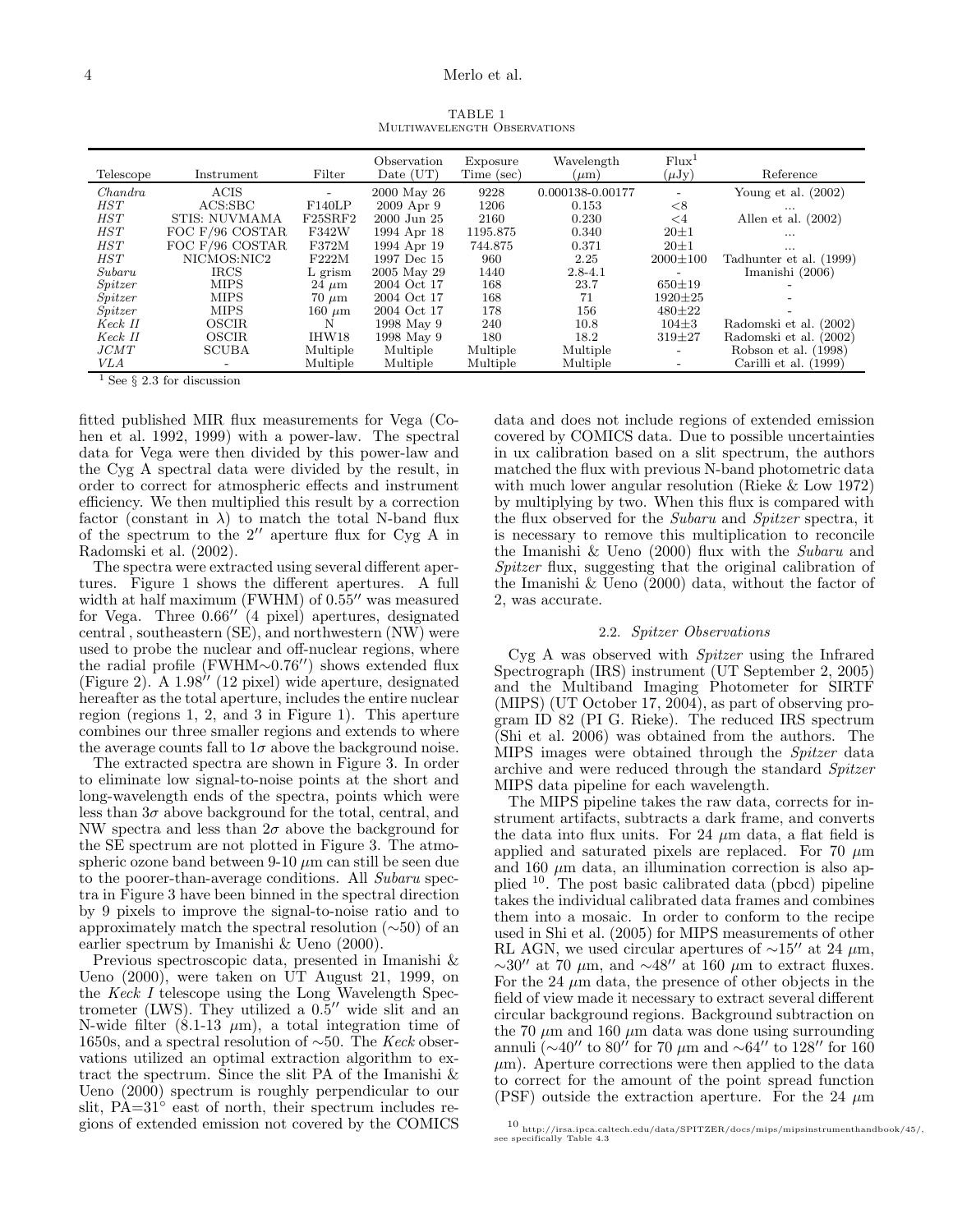TABLE 1
MULTIWAVELENGTH OBSERVATIONS

| Telescope | Instrument | Filter | Observation Date (UT) | Exposure Time (sec) | Wavelength ($\mu$m) | Flux[1] ($\mu$Jy) | Reference |
|---|---|---|---|---|---|---|---|
| *Chandra* | ACIS | - | 2000 May 26 | 9228 | 0.000138-0.00177 | - | Young et al. (2002) |
| *HST* | ACS:SBC | F140LP | 2009 Apr 9 | 1206 | 0.153 | <8 | ... |
| *HST* | STIS: NUVMAMA | F25SRF2 | 2000 Jun 25 | 2160 | 0.230 | <4 | Allen et al. (2002) |
| *HST* | FOC F/96 COSTAR | F342W | 1994 Apr 18 | 1195.875 | 0.340 | 20±1 | ... |
| *HST* | FOC F/96 COSTAR | F372M | 1994 Apr 19 | 744.875 | 0.371 | 20±1 | ... |
| *HST* | NICMOS:NIC2 | F222M | 1997 Dec 15 | 960 | 2.25 | 2000±100 | Tadhunter et al. (1999) |
| *Subaru* | IRCS | L grism | 2005 May 29 | 1440 | 2.8-4.1 | - | Imanishi (2006) |
| *Spitzer* | MIPS | 24 $\mu$m | 2004 Oct 17 | 168 | 23.7 | 650±19 | - |
| *Spitzer* | MIPS | 70 $\mu$m | 2004 Oct 17 | 168 | 71 | 1920±25 | - |
| *Spitzer* | MIPS | 160 $\mu$m | 2004 Oct 17 | 178 | 156 | 480±22 | - |
| *Keck II* | OSCIR | N | 1998 May 9 | 240 | 10.8 | 104±3 | Radomski et al. (2002) |
| *Keck II* | OSCIR | IHW18 | 1998 May 9 | 180 | 18.2 | 319±27 | Radomski et al. (2002) |
| *JCMT* | SCUBA | Multiple | Multiple | Multiple | Multiple | - | Robson et al. (1998) |
| *VLA* | - | Multiple | Multiple | Multiple | Multiple | - | Carilli et al. (1999) |

[1] See § 2.3 for discussion

fitted published MIR flux measurements for Vega (Cohen et al. 1992, 1999) with a power-law. The spectral data for Vega were then divided by this power-law and the Cyg A spectral data were divided by the result, in order to correct for atmospheric effects and instrument efficiency. We then multiplied this result by a correction factor (constant in $\lambda$) to match the total N-band flux of the spectrum to the $2''$ aperture flux for Cyg A in Radomski et al. (2002).

The spectra were extracted using several different apertures. Figure 1 shows the different apertures. A full width at half maximum (FWHM) of $0.55''$ was measured for Vega. Three $0.66''$ (4 pixel) apertures, designated central , southeastern (SE), and northwestern (NW) were used to probe the nuclear and off-nuclear regions, where the radial profile (FWHM$\sim$$0.76''$) shows extended flux (Figure 2). A $1.98''$ (12 pixel) wide aperture, designated hereafter as the total aperture, includes the entire nuclear region (regions 1, 2, and 3 in Figure 1). This aperture combines our three smaller regions and extends to where the average counts fall to $1\sigma$ above the background noise.

The extracted spectra are shown in Figure 3. In order to eliminate low signal-to-noise points at the short and long-wavelength ends of the spectra, points which were less than $3\sigma$ above background for the total, central, and NW spectra and less than $2\sigma$ above the background for the SE spectrum are not plotted in Figure 3. The atmospheric ozone band between 9-10 $\mu$m can still be seen due to the poorer-than-average conditions. All *Subaru* spectra in Figure 3 have been binned in the spectral direction by 9 pixels to improve the signal-to-noise ratio and to approximately match the spectral resolution ($\sim$50) of an earlier spectrum by Imanishi & Ueno (2000).

Previous spectroscopic data, presented in Imanishi & Ueno (2000), were taken on UT August 21, 1999, on the *Keck I* telescope using the Long Wavelength Spectrometer (LWS). They utilized a $0.5''$ wide slit and an N-wide filter (8.1-13 $\mu$m), a total integration time of 1650s, and a spectral resolution of $\sim$50. The *Keck* observations utilized an optimal extraction algorithm to extract the spectrum. Since the slit PA of the Imanishi & Ueno (2000) spectrum is roughly perpendicular to our slit, PA=31° east of north, their spectrum includes regions of extended emission not covered by the COMICS data and does not include regions of extended emission covered by COMICS data. Due to possible uncertainties in ux calibration based on a slit spectrum, the authors matched the flux with previous N-band photometric data with much lower angular resolution (Rieke & Low 1972) by multiplying by two. When this flux is compared with the flux observed for the *Subaru* and *Spitzer* spectra, it is necessary to remove this multiplication to reconcile the Imanishi & Ueno (2000) flux with the *Subaru* and *Spitzer* flux, suggesting that the original calibration of the Imanishi & Ueno (2000) data, without the factor of 2, was accurate.

### 2.2. *Spitzer Observations*

Cyg A was observed with *Spitzer* using the Infrared Spectrograph (IRS) instrument (UT September 2, 2005) and the Multiband Imaging Photometer for SIRTF (MIPS) (UT October 17, 2004), as part of observing program ID 82 (PI G. Rieke). The reduced IRS spectrum (Shi et al. 2006) was obtained from the authors. The MIPS images were obtained through the *Spitzer* data archive and were reduced through the standard *Spitzer* MIPS data pipeline for each wavelength.

The MIPS pipeline takes the raw data, corrects for instrument artifacts, subtracts a dark frame, and converts the data into flux units. For 24 $\mu$m data, a flat field is applied and saturated pixels are replaced. For 70 $\mu$m and 160 $\mu$m data, an illumination correction is also applied [10]. The post basic calibrated data (pbcd) pipeline takes the individual calibrated data frames and combines them into a mosaic. In order to conform to the recipe used in Shi et al. (2005) for MIPS measurements of other RL AGN, we used circular apertures of $\sim$$15''$ at 24 $\mu$m, $\sim$$30''$ at 70 $\mu$m, and $\sim$$48''$ at 160 $\mu$m to extract fluxes. For the 24 $\mu$m data, the presence of other objects in the field of view made it necessary to extract several different circular background regions. Background subtraction on the 70 $\mu$m and 160 $\mu$m data was done using surrounding annuli ($\sim$$40''$ to $80''$ for 70 $\mu$m and $\sim$$64''$ to $128''$ for 160 $\mu$m). Aperture corrections were then applied to the data to correct for the amount of the point spread function (PSF) outside the extraction aperture. For the 24 $\mu$m

[10] http://irsa.ipca.caltech.edu/data/SPITZER/docs/mips/mipsinstrumenthandbook/45/, see specifically Table 4.3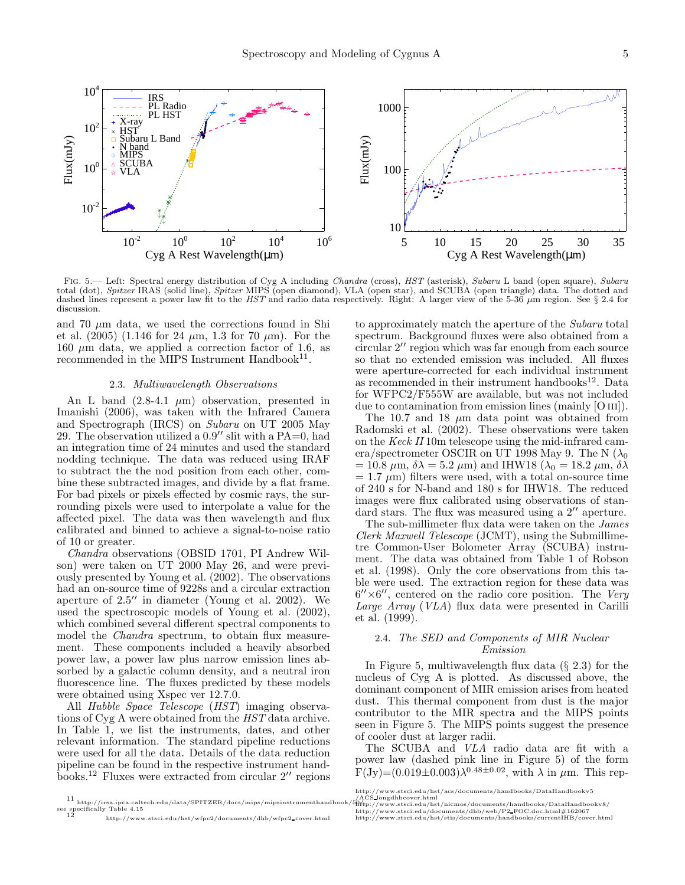Fig. 5.— Left: Spectral energy distribution of Cyg A including *Chandra* (cross), *HST* (asterisk), *Subaru* L band (open square), *Subaru* total (dot), *Spitzer* IRAS (solid line), *Spitzer* MIPS (open diamond), VLA (open star), and SCUBA (open triangle) data. The dotted and dashed lines represent a power law fit to the *HST* and radio data respectively. Right: A larger view of the 5-36 μm region. See § 2.4 for discussion.

and 70 μm data, we used the corrections found in Shi et al. (2005) (1.146 for 24 μm, 1.3 for 70 μm). For the 160 μm data, we applied a correction factor of 1.6, as recommended in the MIPS Instrument Handbook[11].

### 2.3. *Multiwavelength Observations*

An L band (2.8-4.1 μm) observation, presented in Imanishi (2006), was taken with the Infrared Camera and Spectrograph (IRCS) on *Subaru* on UT 2005 May 29. The observation utilized a 0.9″ slit with a PA=0, had an integration time of 24 minutes and used the standard nodding technique. The data was reduced using IRAF to subtract the the nod position from each other, combine these subtracted images, and divide by a flat frame. For bad pixels or pixels effected by cosmic rays, the surrounding pixels were used to interpolate a value for the affected pixel. The data was then wavelength and flux calibrated and binned to achieve a signal-to-noise ratio of 10 or greater.

*Chandra* observations (OBSID 1701, PI Andrew Wilson) were taken on UT 2000 May 26, and were previously presented by Young et al. (2002). The observations had an on-source time of 9228s and a circular extraction aperture of 2.5″ in diameter (Young et al. 2002). We used the spectroscopic models of Young et al. (2002), which combined several different spectral components to model the *Chandra* spectrum, to obtain flux measurement. These components included a heavily absorbed power law, a power law plus narrow emission lines absorbed by a galactic column density, and a neutral iron fluorescence line. The fluxes predicted by these models were obtained using Xspec ver 12.7.0.

All *Hubble Space Telescope* (*HST*) imaging observations of Cyg A were obtained from the *HST* data archive. In Table 1, we list the instruments, dates, and other relevant information. The standard pipeline reductions were used for all the data. Details of the data reduction pipeline can be found in the respective instrument handbooks.[12] Fluxes were extracted from circular 2″ regions to approximately match the aperture of the *Subaru* total spectrum. Background fluxes were also obtained from a circular 2″ region which was far enough from each source so that no extended emission was included. All fluxes were aperture-corrected for each individual instrument as recommended in their instrument handbooks[12]. Data for WFPC2/F555W are available, but was not included due to contamination from emission lines (mainly [O III]).

The 10.7 and 18 μm data point was obtained from Radomski et al. (2002). These observations were taken on the *Keck II* 10m telescope using the mid-infrared camera/spectrometer OSCIR on UT 1998 May 9. The N ($\lambda_0$ = 10.8 μm, $\delta\lambda$ = 5.2 μm) and IHW18 ($\lambda_0$ = 18.2 μm, $\delta\lambda$ = 1.7 μm) filters were used, with a total on-source time of 240 s for N-band and 180 s for IHW18. The reduced images were flux calibrated using observations of standard stars. The flux was measured using a 2″ aperture.

The sub-millimeter flux data were taken on the *James Clerk Maxwell Telescope* (JCMT), using the Submillimetre Common-User Bolometer Array (SCUBA) instrument. The data was obtained from Table 1 of Robson et al. (1998). Only the core observations from this table were used. The extraction region for these data was 6″×6″, centered on the radio core position. The *Very Large Array* (*VLA*) flux data were presented in Carilli et al. (1999).

### 2.4. *The SED and Components of MIR Nuclear Emission*

In Figure 5, multiwavelength flux data (§ 2.3) for the nucleus of Cyg A is plotted. As discussed above, the dominant component of MIR emission arises from heated dust. This thermal component from dust is the major contributor to the MIR spectra and the MIPS points seen in Figure 5. The MIPS points suggest the presence of cooler dust at larger radii.

The SCUBA and *VLA* radio data are fit with a power law (dashed pink line in Figure 5) of the form F(Jy)=$(0.019\pm0.003)\lambda^{0.48\pm0.02}$, with $\lambda$ in μm. This rep-

[11] http://irsa.ipca.caltech.edu/data/SPITZER/docs/mips/mipsinstrumenthandbook/50/ see specifically Table 4.15

[12] http://www.stsci.edu/hst/wfpc2/documents/dhb/wfpc2_cover.html
http://www.stsci.edu/hst/acs/documents/handbooks/DataHandbookv5/ACS_longdhbcover.html
http://www.stsci.edu/hst/nicmos/documents/handbooks/DataHandbookv8/
http://www.stsci.edu/documents/dhb/web/P2_FOC.doc.html#162067
http://www.stsci.edu/hst/stis/documents/handbooks/currentIHB/cover.html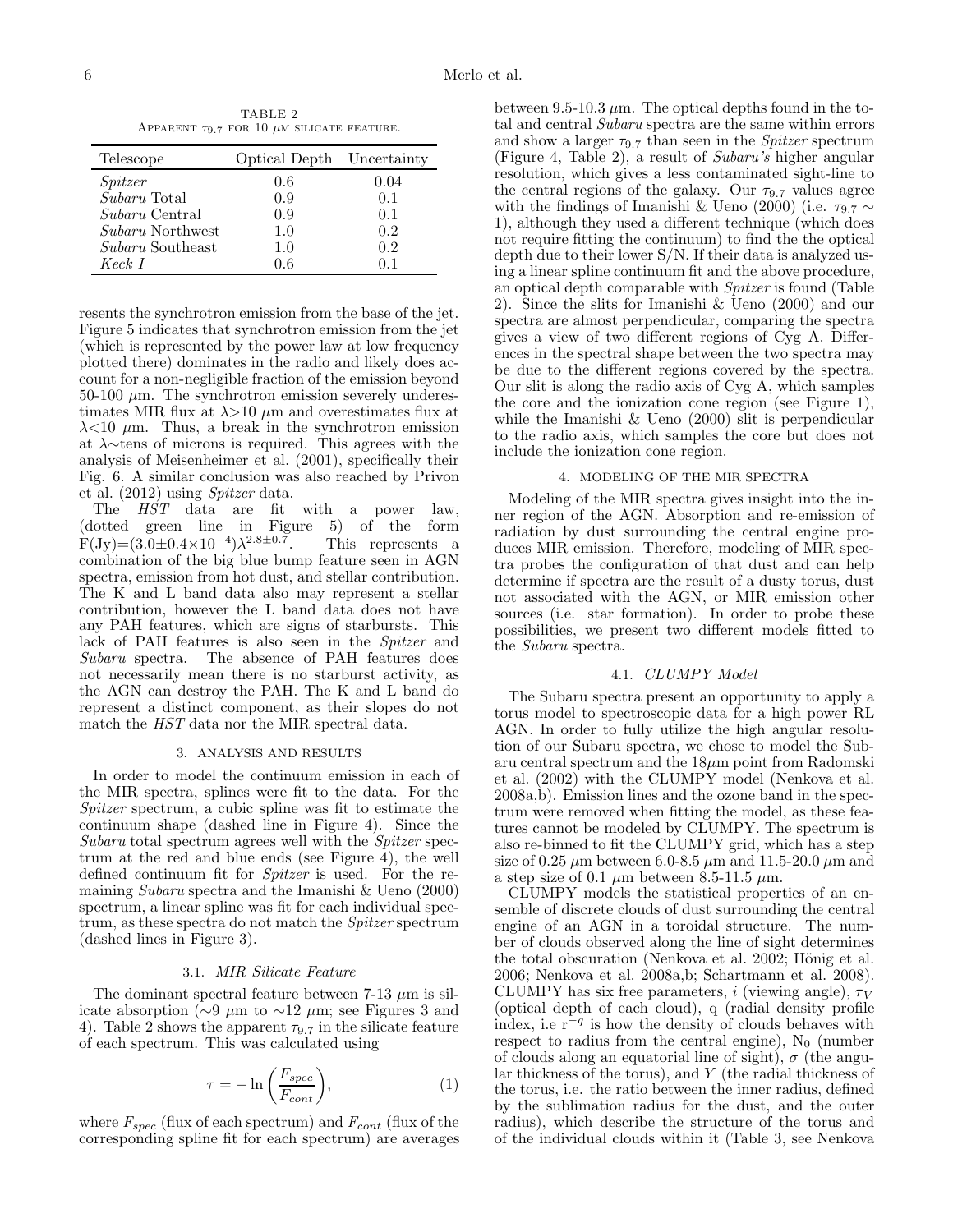TABLE 2
Apparent $\tau_{9.7}$ for 10 $\mu$m silicate feature.

| Telescope | Optical Depth | Uncertainty |
|---|---|---|
| *Spitzer* | 0.6 | 0.04 |
| *Subaru* Total | 0.9 | 0.1 |
| *Subaru* Central | 0.9 | 0.1 |
| *Subaru* Northwest | 1.0 | 0.2 |
| *Subaru* Southeast | 1.0 | 0.2 |
| *Keck I* | 0.6 | 0.1 |

resents the synchrotron emission from the base of the jet. Figure 5 indicates that synchrotron emission from the jet (which is represented by the power law at low frequency plotted there) dominates in the radio and likely does account for a non-negligible fraction of the emission beyond 50-100 $\mu$m. The synchrotron emission severely underestimates MIR flux at $\lambda$>10 $\mu$m and overestimates flux at $\lambda$<10 $\mu$m. Thus, a break in the synchrotron emission at $\lambda$∼tens of microns is required. This agrees with the analysis of Meisenheimer et al. (2001), specifically their Fig. 6. A similar conclusion was also reached by Privon et al. (2012) using *Spitzer* data.

The *HST* data are fit with a power law, (dotted green line in Figure 5) of the form F(Jy)=$(3.0\pm0.4\times10^{-4})\lambda^{2.8\pm0.7}$. This represents a combination of the big blue bump feature seen in AGN spectra, emission from hot dust, and stellar contribution. The K and L band data also may represent a stellar contribution, however the L band data does not have any PAH features, which are signs of starbursts. This lack of PAH features is also seen in the *Spitzer* and *Subaru* spectra. The absence of PAH features does not necessarily mean there is no starburst activity, as the AGN can destroy the PAH. The K and L band do represent a distinct component, as their slopes do not match the *HST* data nor the MIR spectral data.

## 3. ANALYSIS AND RESULTS

In order to model the continuum emission in each of the MIR spectra, splines were fit to the data. For the *Spitzer* spectrum, a cubic spline was fit to estimate the continuum shape (dashed line in Figure 4). Since the *Subaru* total spectrum agrees well with the *Spitzer* spectrum at the red and blue ends (see Figure 4), the well defined continuum fit for *Spitzer* is used. For the remaining *Subaru* spectra and the Imanishi & Ueno (2000) spectrum, a linear spline was fit for each individual spectrum, as these spectra do not match the *Spitzer* spectrum (dashed lines in Figure 3).

### 3.1. *MIR Silicate Feature*

The dominant spectral feature between 7-13 $\mu$m is silicate absorption (∼9 $\mu$m to ∼12 $\mu$m; see Figures 3 and 4). Table 2 shows the apparent $\tau_{9.7}$ in the silicate feature of each spectrum. This was calculated using

$$\tau = -\ln\left(\frac{F_{spec}}{F_{cont}}\right), \tag{1}$$

where $F_{spec}$ (flux of each spectrum) and $F_{cont}$ (flux of the corresponding spline fit for each spectrum) are averages between 9.5-10.3 $\mu$m. The optical depths found in the total and central *Subaru* spectra are the same within errors and show a larger $\tau_{9.7}$ than seen in the *Spitzer* spectrum (Figure 4, Table 2), a result of *Subaru's* higher angular resolution, which gives a less contaminated sight-line to the central regions of the galaxy. Our $\tau_{9.7}$ values agree with the findings of Imanishi & Ueno (2000) (i.e. $\tau_{9.7}\sim 1$), although they used a different technique (which does not require fitting the continuum) to find the the optical depth due to their lower S/N. If their data is analyzed using a linear spline continuum fit and the above procedure, an optical depth comparable with *Spitzer* is found (Table 2). Since the slits for Imanishi & Ueno (2000) and our spectra are almost perpendicular, comparing the spectra gives a view of two different regions of Cyg A. Differences in the spectral shape between the two spectra may be due to the different regions covered by the spectra. Our slit is along the radio axis of Cyg A, which samples the core and the ionization cone region (see Figure 1), while the Imanishi & Ueno (2000) slit is perpendicular to the radio axis, which samples the core but does not include the ionization cone region.

## 4. MODELING OF THE MIR SPECTRA

Modeling of the MIR spectra gives insight into the inner region of the AGN. Absorption and re-emission of radiation by dust surrounding the central engine produces MIR emission. Therefore, modeling of MIR spectra probes the configuration of that dust and can help determine if spectra are the result of a dusty torus, dust not associated with the AGN, or MIR emission other sources (i.e. star formation). In order to probe these possibilities, we present two different models fitted to the *Subaru* spectra.

### 4.1. *CLUMPY Model*

The Subaru spectra present an opportunity to apply a torus model to spectroscopic data for a high power RL AGN. In order to fully utilize the high angular resolution of our Subaru spectra, we chose to model the Subaru central spectrum and the 18$\mu$m point from Radomski et al. (2002) with the CLUMPY model (Nenkova et al. 2008a,b). Emission lines and the ozone band in the spectrum were removed when fitting the model, as these features cannot be modeled by CLUMPY. The spectrum is also re-binned to fit the CLUMPY grid, which has a step size of 0.25 $\mu$m between 6.0-8.5 $\mu$m and 11.5-20.0 $\mu$m and a step size of 0.1 $\mu$m between 8.5-11.5 $\mu$m.

CLUMPY models the statistical properties of an ensemble of discrete clouds of dust surrounding the central engine of an AGN in a toroidal structure. The number of clouds observed along the line of sight determines the total obscuration (Nenkova et al. 2002; Hönig et al. 2006; Nenkova et al. 2008a,b; Schartmann et al. 2008). CLUMPY has six free parameters, $i$ (viewing angle), $\tau_V$ (optical depth of each cloud), q (radial density profile index, i.e $r^{-q}$ is how the density of clouds behaves with respect to radius from the central engine), $N_0$ (number of clouds along an equatorial line of sight), $\sigma$ (the angular thickness of the torus), and $Y$ (the radial thickness of the torus, i.e. the ratio between the inner radius, defined by the sublimation radius for the dust, and the outer radius), which describe the structure of the torus and of the individual clouds within it (Table 3, see Nenkova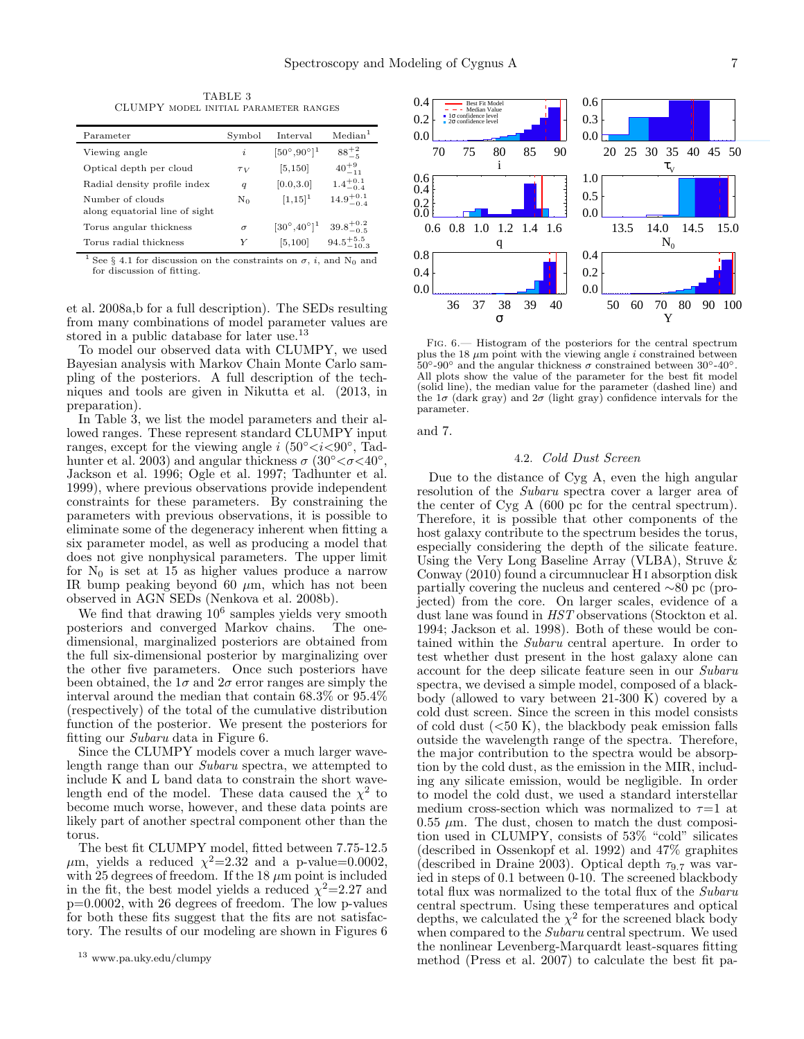TABLE 3
CLUMPY MODEL INITIAL PARAMETER RANGES

| Parameter | Symbol | Interval | Median[1] |
|---|---|---|---|
| Viewing angle | $i$ | [50°,90°][1] | $88^{+2}_{-5}$ |
| Optical depth per cloud | $\tau_V$ | [5,150] | $40^{+9}_{-11}$ |
| Radial density profile index | $q$ | [0.0,3.0] | $1.4^{+0.1}_{-0.4}$ |
| Number of clouds along equatorial line of sight | $N_0$ | [1,15][1] | $14.9^{+0.1}_{-0.4}$ |
| Torus angular thickness | $\sigma$ | [30°,40°][1] | $39.8^{+0.2}_{-0.5}$ |
| Torus radial thickness | $Y$ | [5,100] | $94.5^{+5.5}_{-10.3}$ |

[1] See § 4.1 for discussion on the constraints on $\sigma$, $i$, and $N_0$ and for discussion of fitting.

et al. 2008a,b for a full description). The SEDs resulting from many combinations of model parameter values are stored in a public database for later use.[13]

To model our observed data with CLUMPY, we used Bayesian analysis with Markov Chain Monte Carlo sampling of the posteriors. A full description of the techniques and tools are given in Nikutta et al. (2013, in preparation).

In Table 3, we list the model parameters and their allowed ranges. These represent standard CLUMPY input ranges, except for the viewing angle $i$ ($50° < i < 90°$, Tadhunter et al. 2003) and angular thickness $\sigma$ ($30° < \sigma < 40°$, Jackson et al. 1996; Ogle et al. 1997; Tadhunter et al. 1999), where previous observations provide independent constraints for these parameters. By constraining the parameters with previous observations, it is possible to eliminate some of the degeneracy inherent when fitting a six parameter model, as well as producing a model that does not give nonphysical parameters. The upper limit for $N_0$ is set at 15 as higher values produce a narrow IR bump peaking beyond 60 $\mu$m, which has not been observed in AGN SEDs (Nenkova et al. 2008b).

We find that drawing $10^6$ samples yields very smooth posteriors and converged Markov chains. The one-dimensional, marginalized posteriors are obtained from the full six-dimensional posterior by marginalizing over the other five parameters. Once such posteriors have been obtained, the $1\sigma$ and $2\sigma$ error ranges are simply the interval around the median that contain 68.3% or 95.4% (respectively) of the total of the cumulative distribution function of the posterior. We present the posteriors for fitting our *Subaru* data in Figure 6.

Since the CLUMPY models cover a much larger wavelength range than our *Subaru* spectra, we attempted to include K and L band data to constrain the short wavelength end of the model. These data caused the $\chi^2$ to become much worse, however, and these data points are likely part of another spectral component other than the torus.

The best fit CLUMPY model, fitted between 7.75-12.5 $\mu$m, yields a reduced $\chi^2$=2.32 and a p-value=0.0002, with 25 degrees of freedom. If the 18 $\mu$m point is included in the fit, the best model yields a reduced $\chi^2$=2.27 and p=0.0002, with 26 degrees of freedom. The low p-values for both these fits suggest that the fits are not satisfactory. The results of our modeling are shown in Figures 6 and 7.

[13] www.pa.uky.edu/clumpy

FIG. 6.— Histogram of the posteriors for the central spectrum plus the 18 $\mu$m point with the viewing angle $i$ constrained between 50°-90° and the angular thickness $\sigma$ constrained between 30°-40°. All plots show the value of the parameter for the best fit model (solid line), the median value for the parameter (dashed line) and the $1\sigma$ (dark gray) and $2\sigma$ (light gray) confidence intervals for the parameter.

### 4.2. *Cold Dust Screen*

Due to the distance of Cyg A, even the high angular resolution of the *Subaru* spectra cover a larger area of the center of Cyg A (600 pc for the central spectrum). Therefore, it is possible that other components of the host galaxy contribute to the spectrum besides the torus, especially considering the depth of the silicate feature. Using the Very Long Baseline Array (VLBA), Struve & Conway (2010) found a circumnuclear H I absorption disk partially covering the nucleus and centered ~80 pc (projected) from the core. On larger scales, evidence of a dust lane was found in *HST* observations (Stockton et al. 1994; Jackson et al. 1998). Both of these would be contained within the *Subaru* central aperture. In order to test whether dust present in the host galaxy alone can account for the deep silicate feature seen in our *Subaru* spectra, we devised a simple model, composed of a blackbody (allowed to vary between 21-300 K) covered by a cold dust screen. Since the screen in this model consists of cold dust (<50 K), the blackbody peak emission falls outside the wavelength range of the spectra. Therefore, the major contribution to the spectra would be absorption by the cold dust, as the emission in the MIR, including any silicate emission, would be negligible. In order to model the cold dust, we used a standard interstellar medium cross-section which was normalized to $\tau$=1 at 0.55 $\mu$m. The dust, chosen to match the dust composition used in CLUMPY, consists of 53% "cold" silicates (described in Ossenkopf et al. 1992) and 47% graphites (described in Draine 2003). Optical depth $\tau_{9.7}$ was varied in steps of 0.1 between 0-10. The screened blackbody total flux was normalized to the total flux of the *Subaru* central spectrum. Using these temperatures and optical depths, we calculated the $\chi^2$ for the screened black body when compared to the *Subaru* central spectrum. We used the nonlinear Levenberg-Marquardt least-squares fitting method (Press et al. 2007) to calculate the best fit pa-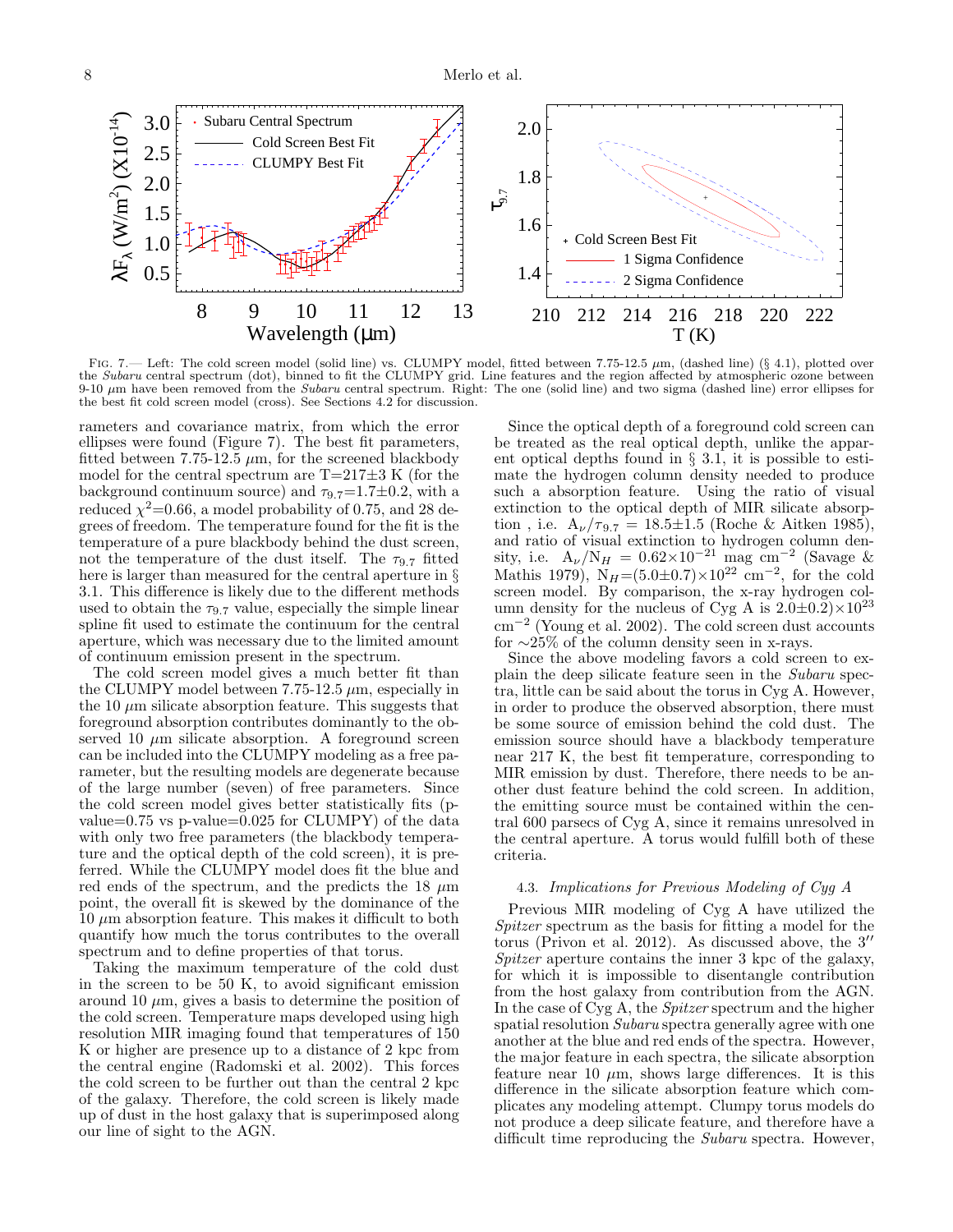Fig. 7.— Left: The cold screen model (solid line) vs. CLUMPY model, fitted between 7.75-12.5 $\mu$m, (dashed line) (§ 4.1), plotted over the *Subaru* central spectrum (dot), binned to fit the CLUMPY grid. Line features and the region affected by atmospheric ozone between 9-10 $\mu$m have been removed from the *Subaru* central spectrum. Right: The one (solid line) and two sigma (dashed line) error ellipses for the best fit cold screen model (cross). See Sections 4.2 for discussion.

rameters and covariance matrix, from which the error ellipses were found (Figure 7). The best fit parameters, fitted between 7.75-12.5 $\mu$m, for the screened blackbody model for the central spectrum are T=217±3 K (for the background continuum source) and $\tau_{9.7}$=1.7±0.2, with a reduced $\chi^2$=0.66, a model probability of 0.75, and 28 degrees of freedom. The temperature found for the fit is the temperature of a pure blackbody behind the dust screen, not the temperature of the dust itself. The $\tau_{9.7}$ fitted here is larger than measured for the central aperture in § 3.1. This difference is likely due to the different methods used to obtain the $\tau_{9.7}$ value, especially the simple linear spline fit used to estimate the continuum for the central aperture, which was necessary due to the limited amount of continuum emission present in the spectrum.

The cold screen model gives a much better fit than the CLUMPY model between 7.75-12.5 $\mu$m, especially in the 10 $\mu$m silicate absorption feature. This suggests that foreground absorption contributes dominantly to the observed 10 $\mu$m silicate absorption. A foreground screen can be included into the CLUMPY modeling as a free parameter, but the resulting models are degenerate because of the large number (seven) of free parameters. Since the cold screen model gives better statistically fits (p-value=0.75 vs p-value=0.025 for CLUMPY) of the data with only two free parameters (the blackbody temperature and the optical depth of the cold screen), it is preferred. While the CLUMPY model does fit the blue and red ends of the spectrum, and the predicts the 18 $\mu$m point, the overall fit is skewed by the dominance of the 10 $\mu$m absorption feature. This makes it difficult to both quantify how much the torus contributes to the overall spectrum and to define properties of that torus.

Taking the maximum temperature of the cold dust in the screen to be 50 K, to avoid significant emission around 10 $\mu$m, gives a basis to determine the position of the cold screen. Temperature maps developed using high resolution MIR imaging found that temperatures of 150 K or higher are presence up to a distance of 2 kpc from the central engine (Radomski et al. 2002). This forces the cold screen to be further out than the central 2 kpc of the galaxy. Therefore, the cold screen is likely made up of dust in the host galaxy that is superimposed along our line of sight to the AGN.

Since the optical depth of a foreground cold screen can be treated as the real optical depth, unlike the apparent optical depths found in § 3.1, it is possible to estimate the hydrogen column density needed to produce such a absorption feature. Using the ratio of visual extinction to the optical depth of MIR silicate absorption , i.e. $A_\nu/\tau_{9.7}$ = 18.5±1.5 (Roche & Aitken 1985), and ratio of visual extinction to hydrogen column density, i.e. $A_\nu/N_H$ = 0.62×10$^{-21}$ mag cm$^{-2}$ (Savage & Mathis 1979), $N_H$=(5.0±0.7)×10$^{22}$ cm$^{-2}$, for the cold screen model. By comparison, the x-ray hydrogen column density for the nucleus of Cyg A is 2.0±0.2)×10$^{23}$ cm$^{-2}$ (Young et al. 2002). The cold screen dust accounts for ∼25% of the column density seen in x-rays.

Since the above modeling favors a cold screen to explain the deep silicate feature seen in the *Subaru* spectra, little can be said about the torus in Cyg A. However, in order to produce the observed absorption, there must be some source of emission behind the cold dust. The emission source should have a blackbody temperature near 217 K, the best fit temperature, corresponding to MIR emission by dust. Therefore, there needs to be another dust feature behind the cold screen. In addition, the emitting source must be contained within the central 600 parsecs of Cyg A, since it remains unresolved in the central aperture. A torus would fulfill both of these criteria.

### 4.3. *Implications for Previous Modeling of Cyg A*

Previous MIR modeling of Cyg A have utilized the *Spitzer* spectrum as the basis for fitting a model for the torus (Privon et al. 2012). As discussed above, the 3″ *Spitzer* aperture contains the inner 3 kpc of the galaxy, for which it is impossible to disentangle contribution from the host galaxy from contribution from the AGN. In the case of Cyg A, the *Spitzer* spectrum and the higher spatial resolution *Subaru* spectra generally agree with one another at the blue and red ends of the spectra. However, the major feature in each spectra, the silicate absorption feature near 10 $\mu$m, shows large differences. It is this difference in the silicate absorption feature which complicates any modeling attempt. Clumpy torus models do not produce a deep silicate feature, and therefore have a difficult time reproducing the *Subaru* spectra. However,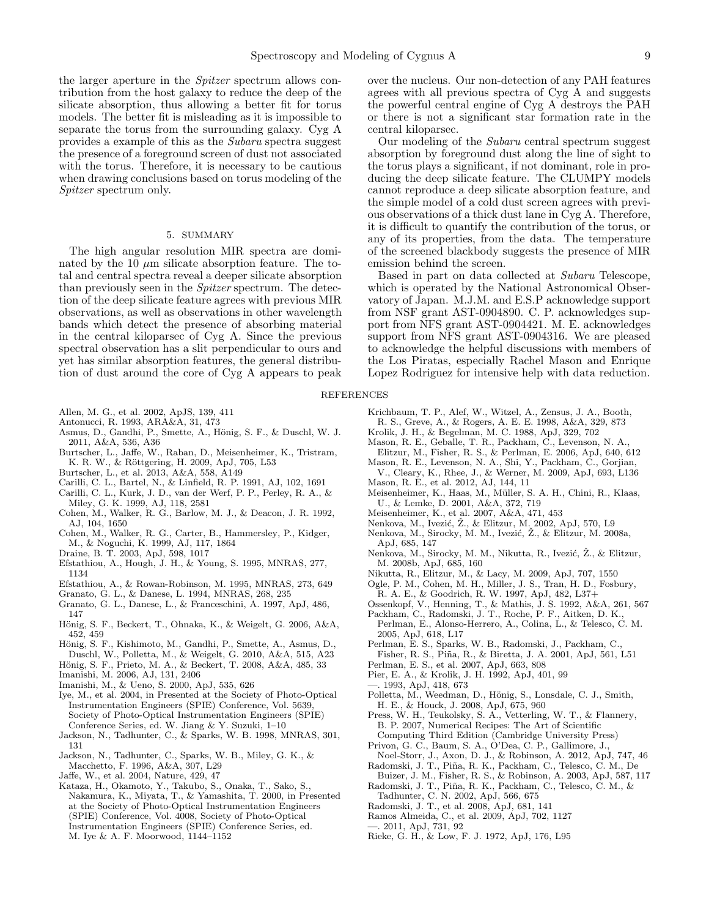the larger aperture in the *Spitzer* spectrum allows contribution from the host galaxy to reduce the deep of the silicate absorption, thus allowing a better fit for torus models. The better fit is misleading as it is impossible to separate the torus from the surrounding galaxy. Cyg A provides a example of this as the *Subaru* spectra suggest the presence of a foreground screen of dust not associated with the torus. Therefore, it is necessary to be cautious when drawing conclusions based on torus modeling of the *Spitzer* spectrum only.

## 5. SUMMARY

The high angular resolution MIR spectra are dominated by the 10 $\mu$m silicate absorption feature. The total and central spectra reveal a deeper silicate absorption than previously seen in the *Spitzer* spectrum. The detection of the deep silicate feature agrees with previous MIR observations, as well as observations in other wavelength bands which detect the presence of absorbing material in the central kiloparsec of Cyg A. Since the previous spectral observation has a slit perpendicular to ours and yet has similar absorption features, the general distribution of dust around the core of Cyg A appears to peak over the nucleus. Our non-detection of any PAH features agrees with all previous spectra of Cyg A and suggests the powerful central engine of Cyg A destroys the PAH or there is not a significant star formation rate in the central kiloparsec.

Our modeling of the *Subaru* central spectrum suggest absorption by foreground dust along the line of sight to the torus plays a significant, if not dominant, role in producing the deep silicate feature. The CLUMPY models cannot reproduce a deep silicate absorption feature, and the simple model of a cold dust screen agrees with previous observations of a thick dust lane in Cyg A. Therefore, it is difficult to quantify the contribution of the torus, or any of its properties, from the data. The temperature of the screened blackbody suggests the presence of MIR emission behind the screen.

Based in part on data collected at *Subaru* Telescope, which is operated by the National Astronomical Observatory of Japan. M.J.M. and E.S.P acknowledge support from NSF grant AST-0904890. C. P. acknowledges support from NFS grant AST-0904421. M. E. acknowledges support from NFS grant AST-0904316. We are pleased to acknowledge the helpful discussions with members of the Los Piratas, especially Rachel Mason and Enrique Lopez Rodriguez for intensive help with data reduction.

## REFERENCES

Allen, M. G., et al. 2002, ApJS, 139, 411
Antonucci, R. 1993, ARA&A, 31, 473
Asmus, D., Gandhi, P., Smette, A., Hönig, S. F., & Duschl, W. J. 2011, A&A, 536, A36
Burtscher, L., Jaffe, W., Raban, D., Meisenheimer, K., Tristram, K. R. W., & Röttgering, H. 2009, ApJ, 705, L53
Burtscher, L., et al. 2013, A&A, 558, A149
Carilli, C. L., Bartel, N., & Linfield, R. P. 1991, AJ, 102, 1691
Carilli, C. L., Kurk, J. D., van der Werf, P. P., Perley, R. A., & Miley, G. K. 1999, AJ, 118, 2581
Cohen, M., Walker, R. G., Barlow, M. J., & Deacon, J. R. 1992, AJ, 104, 1650
Cohen, M., Walker, R. G., Carter, B., Hammersley, P., Kidger, M., & Noguchi, K. 1999, AJ, 117, 1864
Draine, B. T. 2003, ApJ, 598, 1017
Efstathiou, A., Hough, J. H., & Young, S. 1995, MNRAS, 277, 1134
Efstathiou, A., & Rowan-Robinson, M. 1995, MNRAS, 273, 649
Granato, G. L., & Danese, L. 1994, MNRAS, 268, 235
Granato, G. L., Danese, L., & Franceschini, A. 1997, ApJ, 486, 147
Hönig, S. F., Beckert, T., Ohnaka, K., & Weigelt, G. 2006, A&A, 452, 459
Hönig, S. F., Kishimoto, M., Gandhi, P., Smette, A., Asmus, D., Duschl, W., Polletta, M., & Weigelt, G. 2010, A&A, 515, A23
Hönig, S. F., Prieto, M. A., & Beckert, T. 2008, A&A, 485, 33
Imanishi, M. 2006, AJ, 131, 2406
Imanishi, M., & Ueno, S. 2000, ApJ, 535, 626
Iye, M., et al. 2004, in Presented at the Society of Photo-Optical Instrumentation Engineers (SPIE) Conference, Vol. 5639, Society of Photo-Optical Instrumentation Engineers (SPIE) Conference Series, ed. W. Jiang & Y. Suzuki, 1–10
Jackson, N., Tadhunter, C., & Sparks, W. B. 1998, MNRAS, 301, 131
Jackson, N., Tadhunter, C., Sparks, W. B., Miley, G. K., & Macchetto, F. 1996, A&A, 307, L29
Jaffe, W., et al. 2004, Nature, 429, 47
Kataza, H., Okamoto, Y., Takubo, S., Onaka, T., Sako, S., Nakamura, K., Miyata, T., & Yamashita, T. 2000, in Presented at the Society of Photo-Optical Instrumentation Engineers (SPIE) Conference, Vol. 4008, Society of Photo-Optical Instrumentation Engineers (SPIE) Conference Series, ed. M. Iye & A. F. Moorwood, 1144–1152
Krichbaum, T. P., Alef, W., Witzel, A., Zensus, J. A., Booth, R. S., Greve, A., & Rogers, A. E. E. 1998, A&A, 329, 873
Krolik, J. H., & Begelman, M. C. 1988, ApJ, 329, 702
Mason, R. E., Geballe, T. R., Packham, C., Levenson, N. A., Elitzur, M., Fisher, R. S., & Perlman, E. 2006, ApJ, 640, 612
Mason, R. E., Levenson, N. A., Shi, Y., Packham, C., Gorjian, V., Cleary, K., Rhee, J., & Werner, M. 2009, ApJ, 693, L136
Mason, R. E., et al. 2012, AJ, 144, 11
Meisenheimer, K., Haas, M., Müller, S. A. H., Chini, R., Klaas, U., & Lemke, D. 2001, A&A, 372, 719
Meisenheimer, K., et al. 2007, A&A, 471, 453
Nenkova, M., Ivezić, Ž., & Elitzur, M. 2002, ApJ, 570, L9
Nenkova, M., Sirocky, M. M., Ivezić, Ž., & Elitzur, M. 2008a, ApJ, 685, 147
Nenkova, M., Sirocky, M. M., Nikutta, R., Ivezić, Ž., & Elitzur, M. 2008b, ApJ, 685, 160
Nikutta, R., Elitzur, M., & Lacy, M. 2009, ApJ, 707, 1550
Ogle, P. M., Cohen, M. H., Miller, J. S., Tran, H. D., Fosbury, R. A. E., & Goodrich, R. W. 1997, ApJ, 482, L37+
Ossenkopf, V., Henning, T., & Mathis, J. S. 1992, A&A, 261, 567
Packham, C., Radomski, J. T., Roche, P. F., Aitken, D. K., Perlman, E., Alonso-Herrero, A., Colina, L., & Telesco, C. M. 2005, ApJ, 618, L17
Perlman, E. S., Sparks, W. B., Radomski, J., Packham, C., Fisher, R. S., Piña, R., & Biretta, J. A. 2001, ApJ, 561, L51
Perlman, E. S., et al. 2007, ApJ, 663, 808
Pier, E. A., & Krolik, J. H. 1992, ApJ, 401, 99
—. 1993, ApJ, 418, 673
Polletta, M., Weedman, D., Hönig, S., Lonsdale, C. J., Smith, H. E., & Houck, J. 2008, ApJ, 675, 960
Press, W. H., Teukolsky, S. A., Vetterling, W. T., & Flannery, B. P. 2007, Numerical Recipes: The Art of Scientific Computing Third Edition (Cambridge University Press)
Privon, G. C., Baum, S. A., O'Dea, C. P., Gallimore, J., Noel-Storr, J., Axon, D. J., & Robinson, A. 2012, ApJ, 747, 46
Radomski, J. T., Piña, R. K., Packham, C., Telesco, C. M., De Buizer, J. M., Fisher, R. S., & Robinson, A. 2003, ApJ, 587, 117
Radomski, J. T., Piña, R. K., Packham, C., Telesco, C. M., & Tadhunter, C. N. 2002, ApJ, 566, 675
Radomski, J. T., et al. 2008, ApJ, 681, 141
Ramos Almeida, C., et al. 2009, ApJ, 702, 1127
—. 2011, ApJ, 731, 92
Rieke, G. H., & Low, F. J. 1972, ApJ, 176, L95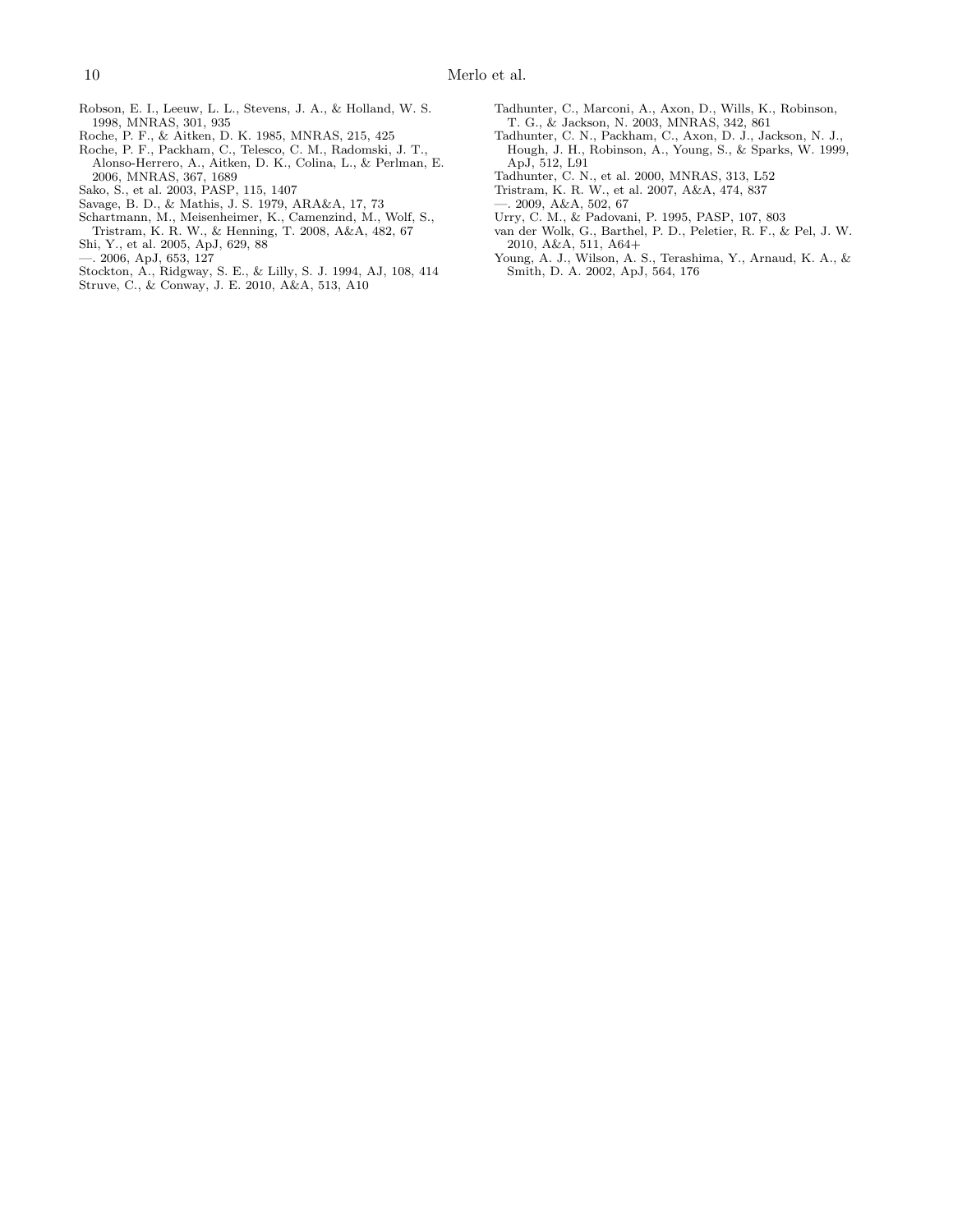Robson, E. I., Leeuw, L. L., Stevens, J. A., & Holland, W. S. 1998, MNRAS, 301, 935

Roche, P. F., & Aitken, D. K. 1985, MNRAS, 215, 425

Roche, P. F., Packham, C., Telesco, C. M., Radomski, J. T., Alonso-Herrero, A., Aitken, D. K., Colina, L., & Perlman, E. 2006, MNRAS, 367, 1689

Sako, S., et al. 2003, PASP, 115, 1407

Savage, B. D., & Mathis, J. S. 1979, ARA&A, 17, 73

Schartmann, M., Meisenheimer, K., Camenzind, M., Wolf, S., Tristram, K. R. W., & Henning, T. 2008, A&A, 482, 67

Shi, Y., et al. 2005, ApJ, 629, 88

—. 2006, ApJ, 653, 127

Stockton, A., Ridgway, S. E., & Lilly, S. J. 1994, AJ, 108, 414

Struve, C., & Conway, J. E. 2010, A&A, 513, A10

Tadhunter, C., Marconi, A., Axon, D., Wills, K., Robinson, T. G., & Jackson, N. 2003, MNRAS, 342, 861

Tadhunter, C. N., Packham, C., Axon, D. J., Jackson, N. J., Hough, J. H., Robinson, A., Young, S., & Sparks, W. 1999, ApJ, 512, L91

Tadhunter, C. N., et al. 2000, MNRAS, 313, L52

Tristram, K. R. W., et al. 2007, A&A, 474, 837

—. 2009, A&A, 502, 67

Urry, C. M., & Padovani, P. 1995, PASP, 107, 803

van der Wolk, G., Barthel, P. D., Peletier, R. F., & Pel, J. W. 2010, A&A, 511, A64+

Young, A. J., Wilson, A. S., Terashima, Y., Arnaud, K. A., & Smith, D. A. 2002, ApJ, 564, 176